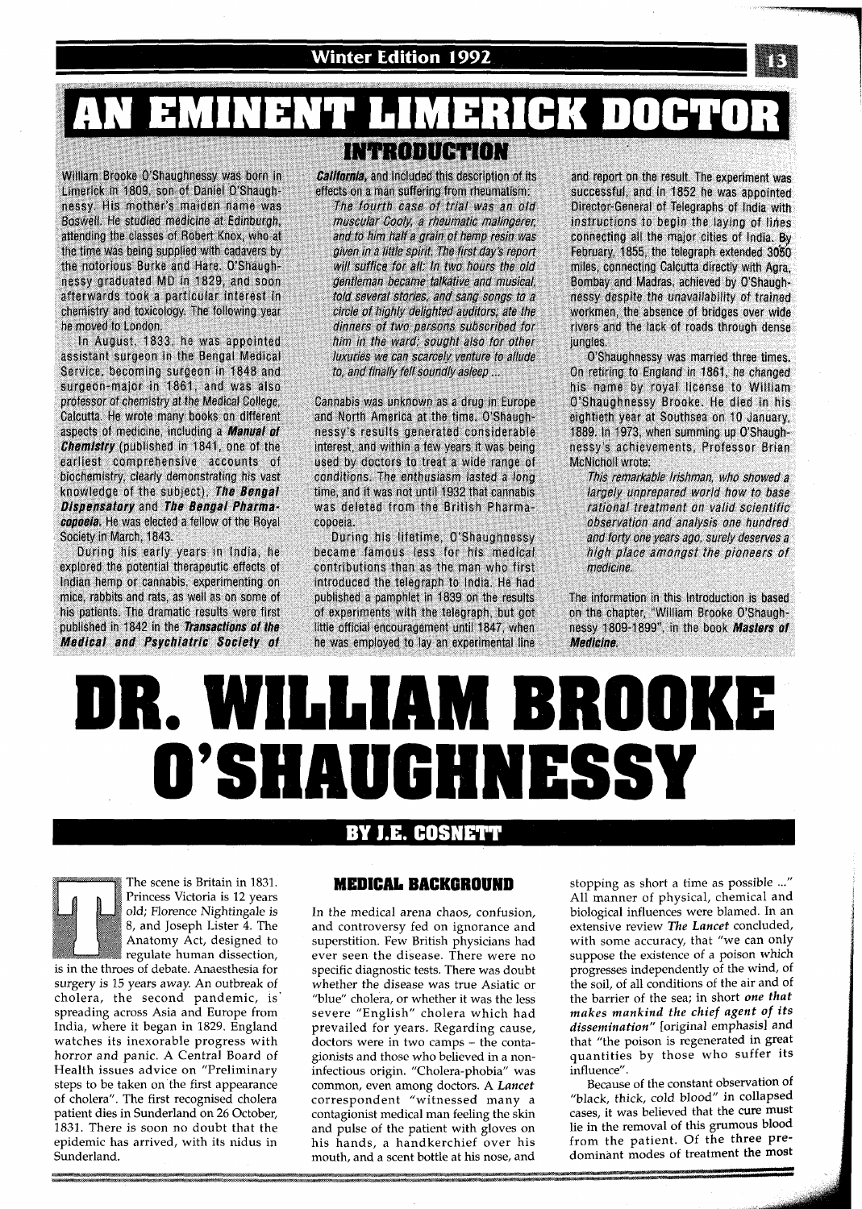# AN EMINENT LIMERICK DOCTOR

## INTRODUCTION

William Brooke O'Shaughnessy was born in Limerick in 1809, son of Daniel O'Shaughnessy. His mother's maiden name was Boswell. He studied medicine at Edinburgh, attending the classes of Robert Knox, who at the time was being supplied with cadavers by the notorious Burke and Hare. O'Shaughnessy graduated MD in 1829, and soon afterwards took a particular interest in chemistry and toxicology. The following year he moved to London.

In August, 1833, he was appointed assistant surgeon in the Bengal Medical Service, becoming surgeon in 1848 and surgeon-major in 1861, and was also professor of chemistry at the Medical College, Calcutta. He wrote many books on different aspects of medicine, including a ***Manual of Chemistry*** (published in 1841, one of the earliest comprehensive accounts of biochemistry, clearly demonstrating his vast knowledge of the subject), ***The Bengal Dispensatory*** and ***The Bengal Pharmacopoeia***. He was elected a fellow of the Royal Society in March, 1843.

During his early years in India, he explored the potential therapeutic effects of Indian hemp or cannabis, experimenting on mice, rabbits and rats, as well as on some of his patients. The dramatic results were first published in 1842 in the ***Transactions of the Medical and Psychiatric Society of California***, and included this description of its effects on a man suffering from rheumatism:

> *The fourth case of trial was an old muscular Cooly, a rheumatic malingerer, and to him half a grain of hemp resin was given in a little spirit. The first day's report will suffice for all: In two hours the old gentleman became talkative and musical, told several stories, and sang songs to a circle of highly delighted auditors, ate the dinners of two persons subscribed for him in the ward, sought also for other luxuries we can scarcely venture to allude to, and finally fell soundly asleep ...*

Cannabis was unknown as a drug in Europe and North America at the time. O'Shaughnessy's results generated considerable interest, and within a few years it was being used by doctors to treat a wide range of conditions. The enthusiasm lasted a long time, and it was not until 1932 that cannabis was deleted from the British Pharmacopoeia.

During his lifetime, O'Shaughnessy became famous less for his medical contributions than as the man who first introduced the telegraph to India. He had published a pamphlet in 1839 on the results of experiments with the telegraph, but got little official encouragement until 1847, when he was employed to lay an experimental line and report on the result. The experiment was successful, and in 1852 he was appointed Director-General of Telegraphs of India with instructions to begin the laying of lines connecting all the major cities of India. By February, 1855, the telegraph extended 3050 miles, connecting Calcutta directly with Agra, Bombay and Madras, achieved by O'Shaughnessy despite the unavailability of trained workmen, the absence of bridges over wide rivers and the lack of roads through dense jungles.

O'Shaughnessy was married three times. On retiring to England in 1861, he changed his name by royal license to William O'Shaughnessy Brooke. He died in his eightieth year at Southsea on 10 January, 1889. In 1973, when summing up O'Shaughnessy's achievements, Professor Brian McNicholl wrote:

> *This remarkable Irishman, who showed a largely unprepared world how to base rational treatment on valid scientific observation and analysis one hundred and forty one years ago, surely deserves a high place amongst the pioneers of medicine.*

The information in this Introduction is based on the chapter, "William Brooke O'Shaughnessy 1809-1899", in the book ***Masters of Medicine***.

# DR. WILLIAM BROOKE O'SHAUGHNESSY

### BY J.E. COSNETT

The scene is Britain in 1831. Princess Victoria is 12 years old; Florence Nightingale is 8, and Joseph Lister 4. The Anatomy Act, designed to regulate human dissection, is in the throes of debate. Anaesthesia for surgery is 15 years away. An outbreak of cholera, the second pandemic, is spreading across Asia and Europe from India, where it began in 1829. England watches its inexorable progress with horror and panic. A Central Board of Health issues advice on "Preliminary steps to be taken on the first appearance of cholera". The first recognised cholera patient dies in Sunderland on 26 October, 1831. There is soon no doubt that the epidemic has arrived, with its nidus in Sunderland.

## MEDICAL BACKGROUND

In the medical arena chaos, confusion, and controversy fed on ignorance and superstition. Few British physicians had ever seen the disease. There were no specific diagnostic tests. There was doubt whether the disease was true Asiatic or "blue" cholera, or whether it was the less severe "English" cholera which had prevailed for years. Regarding cause, doctors were in two camps – the contagionists and those who believed in a non-infectious origin. "Cholera-phobia" was common, even among doctors. A *Lancet* correspondent "witnessed many a contagionist medical man feeling the skin and pulse of the patient with gloves on his hands, a handkerchief over his mouth, and a scent bottle at his nose, and stopping as short a time as possible ..." All manner of physical, chemical and biological influences were blamed. In an extensive review ***The Lancet*** concluded, with some accuracy, that "we can only suppose the existence of a poison which progresses independently of the wind, of the soil, of all conditions of the air and of the barrier of the sea; in short ***one that makes mankind the chief agent of its dissemination***" [original emphasis] and that "the poison is regenerated in great quantities by those who suffer its influence".

Because of the constant observation of "black, thick, cold blood" in collapsed cases, it was believed that the cure must lie in the removal of this grumous blood from the patient. Of the three predominant modes of treatment the most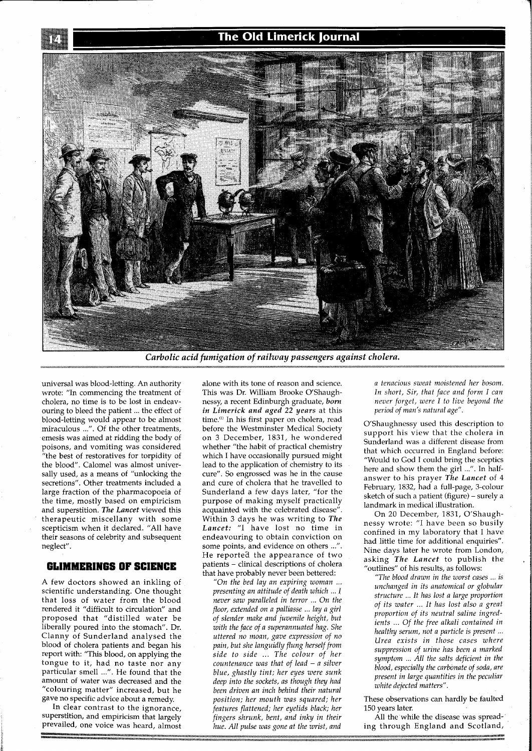*Carbolic acid fumigation of railway passengers against cholera.*

universal was blood-letting. An authority wrote: "In commencing the treatment of cholera, no time is to be lost in endeavouring to bleed the patient ... the effect of blood-letting would appear to be almost miraculous ...". Of the other treatments, emesis was aimed at ridding the body of poisons, and vomiting was considered "the best of restoratives for torpidity of the blood". Calomel was almost universally used, as a means of "unlocking the secretions". Other treatments included a large fraction of the pharmacopoeia of the time, mostly based on empiricism and superstition. ***The Lancet*** viewed this therapeutic miscellany with some scepticism when it declared. "All have their seasons of celebrity and subsequent neglect".

## GLIMMERINGS OF SCIENCE

A few doctors showed an inkling of scientific understanding. One thought that loss of water from the blood rendered it "difficult to circulation" and proposed that "distilled water be liberally poured into the stomach". Dr. Clanny of Sunderland analysed the blood of cholera patients and began his report with: "This blood, on applying the tongue to it, had no taste nor any particular smell ...". He found that the amount of water was decreased and the "colouring matter" increased, but he gave no specific advice about a remedy.

In clear contrast to the ignorance, superstition, and empiricism that largely prevailed, one voice was heard, almost alone with its tone of reason and science. This was Dr. William Brooke O'Shaughnessy, a recent Edinburgh graduate, ***born in Limerick and aged 22 years*** at this time.[1] In his first paper on cholera, read before the Westminster Medical Society on 3 December, 1831, he wondered whether "the habit of practical chemistry which I have occasionally pursued might lead to the application of chemistry to its cure". So engrossed was he in the cause and cure of cholera that he travelled to Sunderland a few days later, "for the purpose of making myself practically acquainted with the celebrated disease". Within 3 days he was writing to ***The Lancet:*** "I have lost no time in endeavouring to obtain conviction on some points, and evidence on others ...". He reported the appearance of two patients – clinical descriptions of cholera that have probably never been bettered:

> *"On the bed lay an expiring woman ... presenting an attitude of death which ... I never saw paralleled in terror ... On the floor, extended on a palliasse ... lay a girl of slender make and juvenile height, but with the face of a superannuated hag. She uttered no moan, gave expression of no pain, but she languidly flung herself from side to side ... The colour of her countenance was that of lead – a silver blue, ghastly tint; her eyes were sunk deep into the sockets, as though they had been driven an inch behind their natural position; her mouth was squared; her features flattened; her eyelids black; her fingers shrunk, bent, and inky in their hue. All pulse was gone at the wrist, and a tenacious sweat moistened her bosom. In short, Sir, that face and form I can never forget, were I to live beyond the period of man's natural age".*

O'Shaughnessy used this description to support his view that the cholera in Sunderland was a different disease from that which occurred in England before: "Would to God I could bring the sceptics here and show them the girl ...". In half-answer to his prayer ***The Lancet*** of 4 February, 1832, had a full-page, 3-colour sketch of such a patient (figure) – surely a landmark in medical illustration.

On 20 December, 1831, O'Shaughnessy wrote: "I have been so busily confined in my laboratory that I have had little time for additional enquiries". Nine days later he wrote from London, asking ***The Lancet*** to publish the "outlines" of his results, as follows:

> *"The blood drawn in the worst cases ... is unchanged in its anatomical or globular structure ... It has lost a large proportion of its water ... It has lost also a great proportion of its neutral saline ingredients ... Of the free alkali contained in healthy serum, not a particle is present ... Urea exists in those cases where suppression of urine has been a marked symptom ... All the salts deficient in the blood, especially the carbonate of soda, are present in large quantities in the peculiar white dejected matters".*

These observations can hardly be faulted 150 years later.

All the while the disease was spreading through England and Scotland,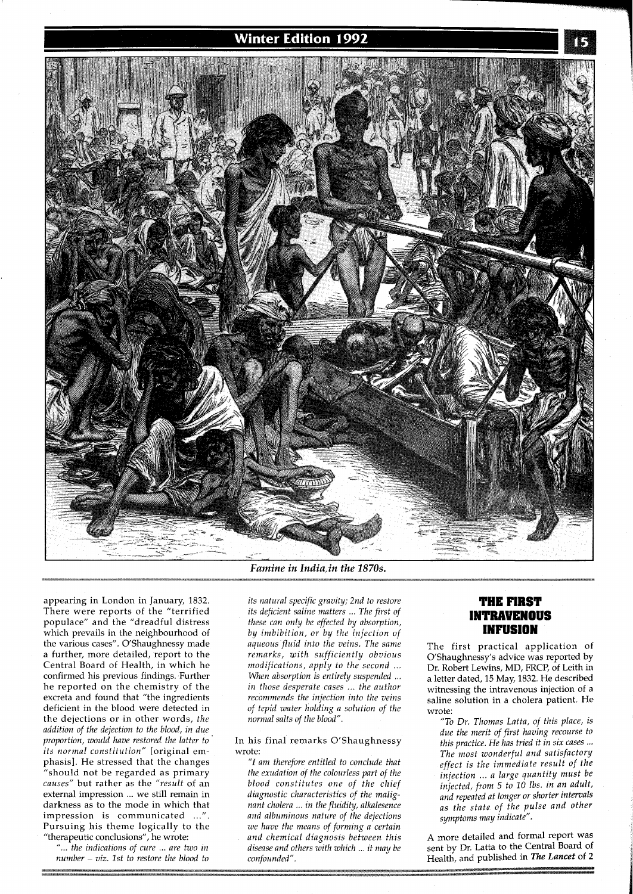*Famine in India, in the 1870s.*

appearing in London in January, 1832. There were reports of the "terrified populace" and the "dreadful distress which prevails in the neighbourhood of the various cases". O'Shaughnessy made a further, more detailed, report to the Central Board of Health, in which he confirmed his previous findings. Further he reported on the chemistry of the excreta and found that "the ingredients deficient in the blood were detected in the dejections or in other words, *the addition of the dejection to the blood, in due proportion, would have restored the latter to its normal constitution*" [original emphasis]. He stressed that the changes "should not be regarded as primary *causes*" but rather as the "*result* of an external impression ... we still remain in darkness as to the mode in which that impression is communicated ...". Pursuing his theme logically to the "therapeutic conclusions", he wrote:

> "... *the indications of cure ... are two in number – viz. 1st to restore the blood to its natural specific gravity; 2nd to restore its deficient saline matters ... The first of these can only be effected by absorption, by imbibition, or by the injection of aqueous fluid into the veins. The same remarks, with sufficiently obvious modifications, apply to the second ... When absorption is entirely suspended ... in those desperate cases ... the author recommends the injection into the veins of tepid water holding a solution of the normal salts of the blood*".

In his final remarks O'Shaughnessy wrote:

> "*I am therefore entitled to conclude that the exudation of the colourless part of the blood constitutes one of the chief diagnostic characteristics of the malignant cholera ... in the fluidity, alkalesence and albuminous nature of the dejections we have the means of forming a certain and chemical diagnosis between this disease and others with which ... it may be confounded*".

## THE FIRST INTRAVENOUS INFUSION

The first practical application of O'Shaughnessy's advice was reported by Dr. Robert Lewins, MD, FRCP, of Leith in a letter dated, 15 May, 1832. He described witnessing the intravenous injection of a saline solution in a cholera patient. He wrote:

> "*To Dr. Thomas Latta, of this place, is due the merit of first having recourse to this practice. He has tried it in six cases ... The most wonderful and satisfactory effect is the immediate result of the injection ... a large quantity must be injected, from 5 to 10 lbs. in an adult, and repeated at longer or shorter intervals as the state of the pulse and other symptoms may indicate*".

A more detailed and formal report was sent by Dr. Latta to the Central Board of Health, and published in ***The Lancet*** of 2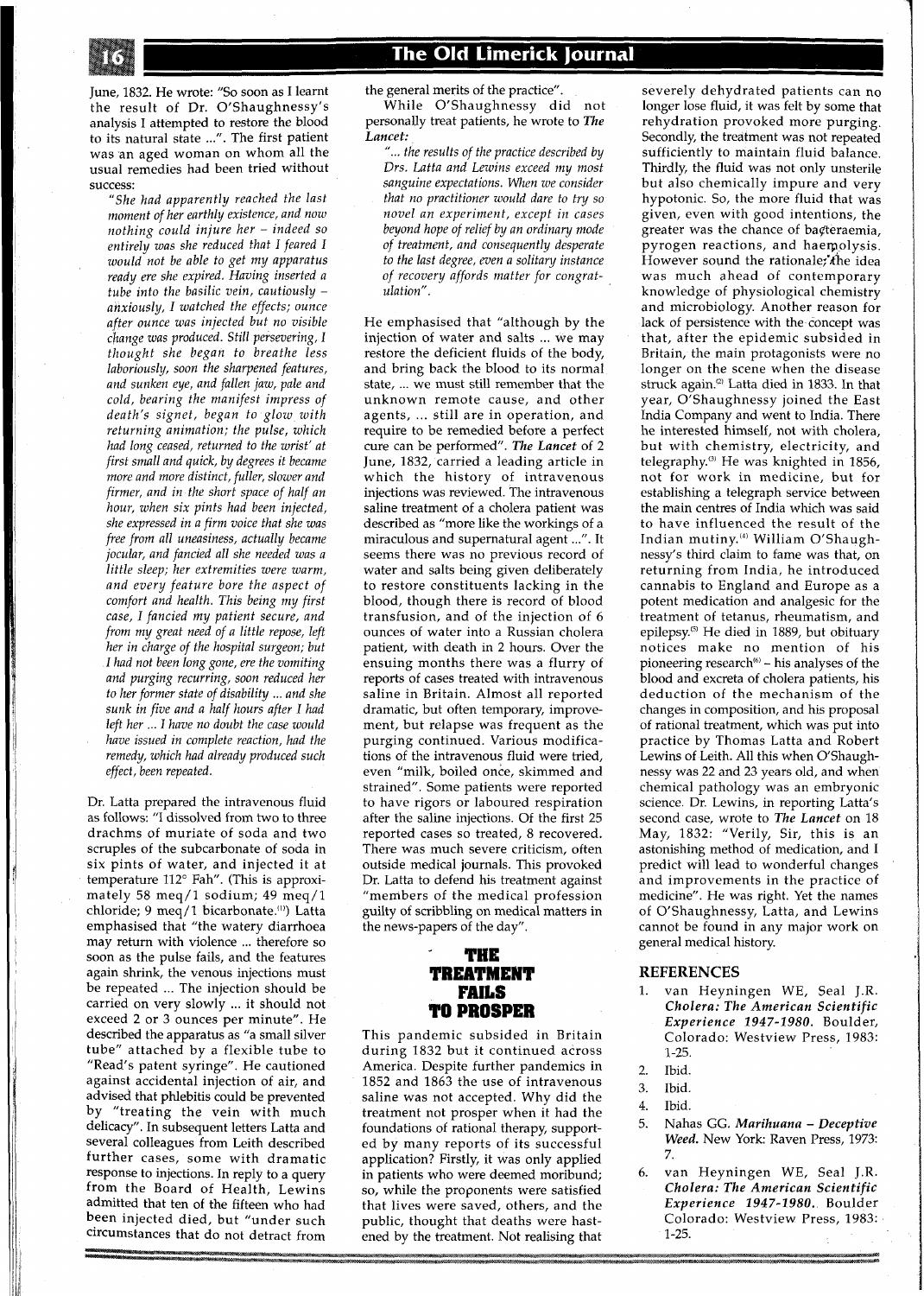June, 1832. He wrote: "So soon as I learnt the result of Dr. O'Shaughnessy's analysis I attempted to restore the blood to its natural state ...". The first patient was an aged woman on whom all the usual remedies had been tried without success:

> *"She had apparently reached the last moment of her earthly existence, and now nothing could injure her – indeed so entirely was she reduced that I feared I would not be able to get my apparatus ready ere she expired. Having inserted a tube into the basilic vein, cautiously – anxiously, I watched the effects; ounce after ounce was injected but no visible change was produced. Still persevering, I thought she began to breathe less laboriously, soon the sharpened features, and sunken eye, and fallen jaw, pale and cold, bearing the manifest impress of death's signet, began to glow with returning animation; the pulse, which had long ceased, returned to the wrist' at first small and quick, by degrees it became more and more distinct, fuller, slower and firmer, and in the short space of half an hour, when six pints had been injected, she expressed in a firm voice that she was free from all uneasiness, actually became jocular, and fancied all she needed was a little sleep; her extremities were warm, and every feature bore the aspect of comfort and health. This being my first case, I fancied my patient secure, and from my great need of a little repose, left her in charge of the hospital surgeon; but I had not been long gone, ere the vomiting and purging recurring, soon reduced her to her former state of disability ... and she sunk in five and a half hours after I had left her ... I have no doubt the case would have issued in complete reaction, had the remedy, which had already produced such effect, been repeated.*

Dr. Latta prepared the intravenous fluid as follows: "I dissolved from two to three drachms of muriate of soda and two scruples of the subcarbonate of soda in six pints of water, and injected it at temperature 112° Fah". (This is approximately 58 meq/1 sodium; 49 meq/1 chloride; 9 meq/1 bicarbonate.[(1)]) Latta emphasised that "the watery diarrhoea may return with violence ... therefore so soon as the pulse fails, and the features again shrink, the venous injections must be repeated ... The injection should be carried on very slowly ... it should not exceed 2 or 3 ounces per minute". He described the apparatus as "a small silver tube" attached by a flexible tube to "Read's patent syringe". He cautioned against accidental injection of air, and advised that phlebitis could be prevented by "treating the vein with much delicacy". In subsequent letters Latta and several colleagues from Leith described further cases, some with dramatic response to injections. In reply to a query from the Board of Health, Lewins admitted that ten of the fifteen who had been injected died, but "under such circumstances that do not detract from the general merits of the practice".

While O'Shaughnessy did not personally treat patients, he wrote to ***The Lancet:***

> *"... the results of the practice described by Drs. Latta and Lewins exceed my most sanguine expectations. When we consider that no practitioner would dare to try so novel an experiment, except in cases beyond hope of relief by an ordinary mode of treatment, and consequently desperate to the last degree, even a solitary instance of recovery affords matter for congratulation".*

He emphasised that "although by the injection of water and salts ... we may restore the deficient fluids of the body, and bring back the blood to its normal state, ... we must still remember that the unknown remote cause, and other agents, ... still are in operation, and require to be remedied before a perfect cure can be performed". ***The Lancet*** of 2 June, 1832, carried a leading article in which the history of intravenous injections was reviewed. The intravenous saline treatment of a cholera patient was described as "more like the workings of a miraculous and supernatural agent ...". It seems there was no previous record of water and salts being given deliberately to restore constituents lacking in the blood, though there is record of blood transfusion, and of the injection of 6 ounces of water into a Russian cholera patient, with death in 2 hours. Over the ensuing months there was a flurry of reports of cases treated with intravenous saline in Britain. Almost all reported dramatic, but often temporary, improvement, but relapse was frequent as the purging continued. Various modifications of the intravenous fluid were tried, even "milk, boiled once, skimmed and strained". Some patients were reported to have rigors or laboured respiration after the saline injections. Of the first 25 reported cases so treated, 8 recovered. There was much severe criticism, often outside medical journals. This provoked Dr. Latta to defend his treatment against "members of the medical profession guilty of scribbling on medical matters in the news-papers of the day".

## THE TREATMENT FAILS TO PROSPER

This pandemic subsided in Britain during 1832 but it continued across America. Despite further pandemics in 1852 and 1863 the use of intravenous saline was not accepted. Why did the treatment not prosper when it had the foundations of rational therapy, supported by many reports of its successful application? Firstly, it was only applied in patients who were deemed moribund; so, while the proponents were satisfied that lives were saved, others, and the public, thought that deaths were hastened by the treatment. Not realising that severely dehydrated patients can no longer lose fluid, it was felt by some that rehydration provoked more purging. Secondly, the treatment was not repeated sufficiently to maintain fluid balance. Thirdly, the fluid was not only unsterile but also chemically impure and very hypotonic. So, the more fluid that was given, even with good intentions, the greater was the chance of bacteraemia, pyrogen reactions, and haemolysis. However sound the rationale, the idea was much ahead of contemporary knowledge of physiological chemistry and microbiology. Another reason for lack of persistence with the concept was that, after the epidemic subsided in Britain, the main protagonists were no longer on the scene when the disease struck again.[(2)] Latta died in 1833. In that year, O'Shaughnessy joined the East India Company and went to India. There he interested himself, not with cholera, but with chemistry, electricity, and telegraphy.[(3)] He was knighted in 1856, not for work in medicine, but for establishing a telegraph service between the main centres of India which was said to have influenced the result of the Indian mutiny.[(4)] William O'Shaughnessy's third claim to fame was that, on returning from India, he introduced cannabis to England and Europe as a potent medication and analgesic for the treatment of tetanus, rheumatism, and epilepsy.[(5)] He died in 1889, but obituary notices make no mention of his pioneering research[(6)] – his analyses of the blood and excreta of cholera patients, his deduction of the mechanism of the changes in composition, and his proposal of rational treatment, which was put into practice by Thomas Latta and Robert Lewins of Leith. All this when O'Shaughnessy was 22 and 23 years old, and when chemical pathology was an embryonic science. Dr. Lewins, in reporting Latta's second case, wrote to ***The Lancet*** on 18 May, 1832: "Verily, Sir, this is an astonishing method of medication, and I predict will lead to wonderful changes and improvements in the practice of medicine". He was right. Yet the names of O'Shaughnessy, Latta, and Lewins cannot be found in any major work on general medical history.

## REFERENCES

1. van Heyningen WE, Seal J.R. ***Cholera: The American Scientific Experience 1947-1980.*** Boulder, Colorado: Westview Press, 1983: 1-25.
2. Ibid.
3. Ibid.
4. Ibid.
5. Nahas GG. ***Marihuana – Deceptive Weed.*** New York: Raven Press, 1973: 7.
6. van Heyningen WE, Seal J.R. ***Cholera: The American Scientific Experience 1947-1980.*** Boulder Colorado: Westview Press, 1983: 1-25.